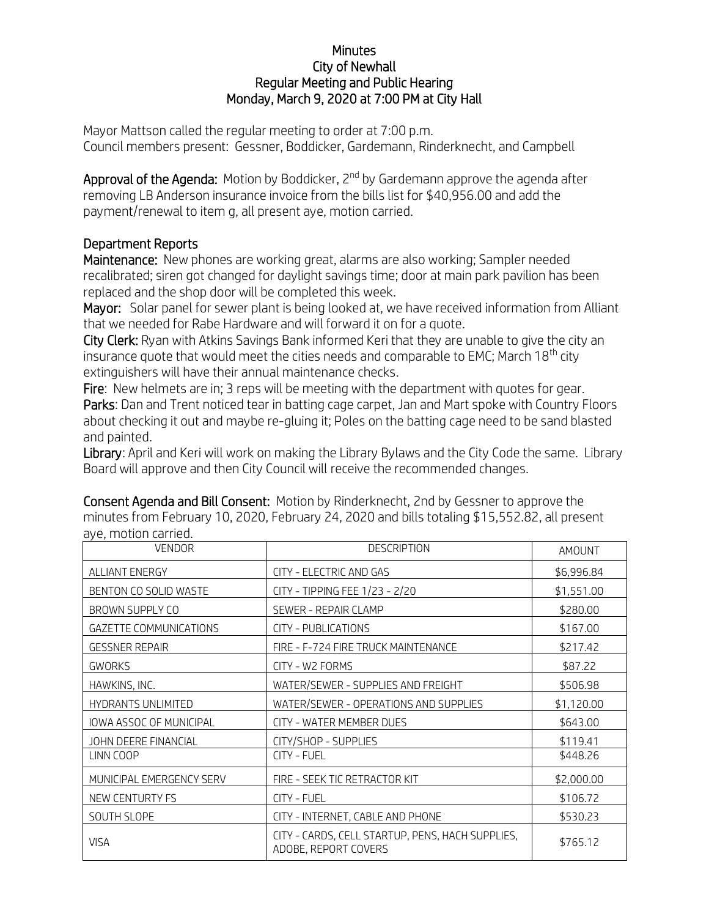# Minutes
## City of Newhall
## Regular Meeting and Public Hearing
## Monday, March 9, 2020 at 7:00 PM at City Hall

Mayor Mattson called the regular meeting to order at 7:00 p.m.
Council members present: Gessner, Boddicker, Gardemann, Rinderknecht, and Campbell

**Approval of the Agenda:** Motion by Boddicker, 2nd by Gardemann approve the agenda after removing LB Anderson insurance invoice from the bills list for $40,956.00 and add the payment/renewal to item g, all present aye, motion carried.

### Department Reports

**Maintenance:** New phones are working great, alarms are also working; Sampler needed recalibrated; siren got changed for daylight savings time; door at main park pavilion has been replaced and the shop door will be completed this week.

**Mayor:** Solar panel for sewer plant is being looked at, we have received information from Alliant that we needed for Rabe Hardware and will forward it on for a quote.

**City Clerk:** Ryan with Atkins Savings Bank informed Keri that they are unable to give the city an insurance quote that would meet the cities needs and comparable to EMC; March 18th city extinguishers will have their annual maintenance checks.

**Fire**: New helmets are in; 3 reps will be meeting with the department with quotes for gear.

**Parks**: Dan and Trent noticed tear in batting cage carpet, Jan and Mart spoke with Country Floors about checking it out and maybe re-gluing it; Poles on the batting cage need to be sand blasted and painted.

**Library**: April and Keri will work on making the Library Bylaws and the City Code the same. Library Board will approve and then City Council will receive the recommended changes.

**Consent Agenda and Bill Consent:** Motion by Rinderknecht, 2nd by Gessner to approve the minutes from February 10, 2020, February 24, 2020 and bills totaling $15,552.82, all present aye, motion carried.

| VENDOR | DESCRIPTION | AMOUNT |
|---|---|---|
| ALLIANT ENERGY | CITY - ELECTRIC AND GAS | $6,996.84 |
| BENTON CO SOLID WASTE | CITY - TIPPING FEE 1/23 - 2/20 | $1,551.00 |
| BROWN SUPPLY CO | SEWER - REPAIR CLAMP | $280.00 |
| GAZETTE COMMUNICATIONS | CITY - PUBLICATIONS | $167.00 |
| GESSNER REPAIR | FIRE - F-724 FIRE TRUCK MAINTENANCE | $217.42 |
| GWORKS | CITY - W2 FORMS | $87.22 |
| HAWKINS, INC. | WATER/SEWER - SUPPLIES AND FREIGHT | $506.98 |
| HYDRANTS UNLIMITED | WATER/SEWER - OPERATIONS AND SUPPLIES | $1,120.00 |
| IOWA ASSOC OF MUNICIPAL | CITY - WATER MEMBER DUES | $643.00 |
| JOHN DEERE FINANCIAL | CITY/SHOP - SUPPLIES | $119.41 |
| LINN COOP | CITY - FUEL | $448.26 |
| MUNICIPAL EMERGENCY SERV | FIRE - SEEK TIC RETRACTOR KIT | $2,000.00 |
| NEW CENTURTY FS | CITY - FUEL | $106.72 |
| SOUTH SLOPE | CITY - INTERNET, CABLE AND PHONE | $530.23 |
| VISA | CITY - CARDS, CELL STARTUP, PENS, HACH SUPPLIES, ADOBE, REPORT COVERS | $765.12 |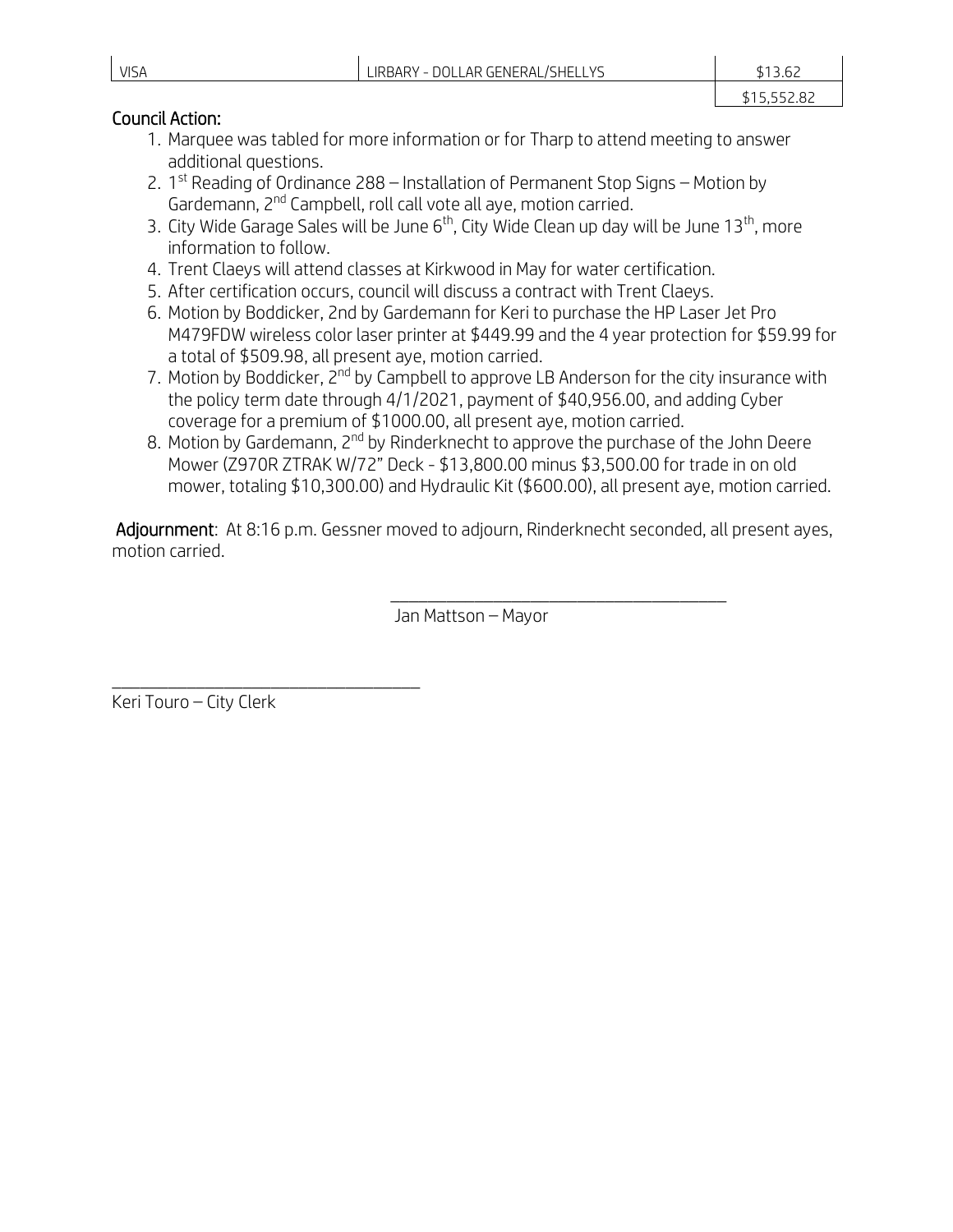| | | |
|---|---|---|
| VISA | LIRBARY - DOLLAR GENERAL/SHELLYS | $13.62 |
| | | $15,552.82 |

**Council Action:**

1. Marquee was tabled for more information or for Tharp to attend meeting to answer additional questions.
2. 1st Reading of Ordinance 288 – Installation of Permanent Stop Signs – Motion by Gardemann, 2nd Campbell, roll call vote all aye, motion carried.
3. City Wide Garage Sales will be June 6th, City Wide Clean up day will be June 13th, more information to follow.
4. Trent Claeys will attend classes at Kirkwood in May for water certification.
5. After certification occurs, council will discuss a contract with Trent Claeys.
6. Motion by Boddicker, 2nd by Gardemann for Keri to purchase the HP Laser Jet Pro M479FDW wireless color laser printer at $449.99 and the 4 year protection for $59.99 for a total of $509.98, all present aye, motion carried.
7. Motion by Boddicker, 2nd by Campbell to approve LB Anderson for the city insurance with the policy term date through 4/1/2021, payment of $40,956.00, and adding Cyber coverage for a premium of $1000.00, all present aye, motion carried.
8. Motion by Gardemann, 2nd by Rinderknecht to approve the purchase of the John Deere Mower (Z970R ZTRAK W/72" Deck - $13,800.00 minus $3,500.00 for trade in on old mower, totaling $10,300.00) and Hydraulic Kit ($600.00), all present aye, motion carried.

**Adjournment**: At 8:16 p.m. Gessner moved to adjourn, Rinderknecht seconded, all present ayes, motion carried.

\_\_\_\_\_\_\_\_\_\_\_\_\_\_\_\_\_\_\_\_\_\_\_\_\_\_\_\_\_\_\_\_\_\_\_\_\_\_\_\_
Jan Mattson – Mayor

\_\_\_\_\_\_\_\_\_\_\_\_\_\_\_\_\_\_\_\_\_\_\_\_\_\_\_\_\_\_\_\_\_\_\_\_\_\_\_\_
Keri Touro – City Clerk